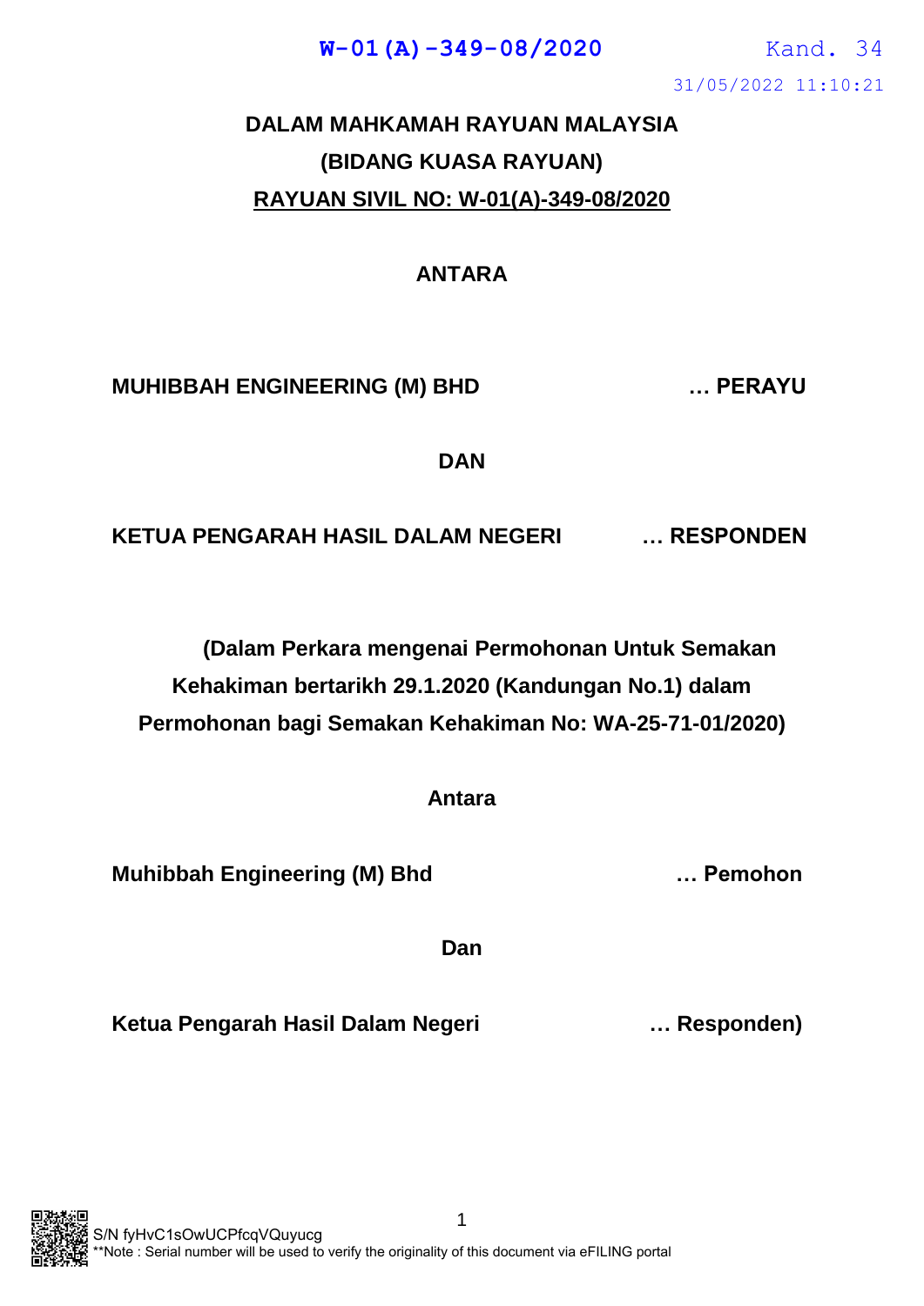# DALAM MAHKAMAH RAYUAN MALAYSIA

## (BIDANG KUASA RAYUAN)

## RAYUAN SIVIL NO: W-01(A)-349-08/2020

**ANTARA**

**MUHIBBAH ENGINEERING (M) BHD … PERAYU**

**DAN**

**KETUA PENGARAH HASIL DALAM NEGERI … RESPONDEN**

**(Dalam Perkara mengenai Permohonan Untuk Semakan Kehakiman bertarikh 29.1.2020 (Kandungan No.1) dalam Permohonan bagi Semakan Kehakiman No: WA-25-71-01/2020)**

**Antara**

**Muhibbah Engineering (M) Bhd … Pemohon**

**Dan**

**Ketua Pengarah Hasil Dalam Negeri … Responden)**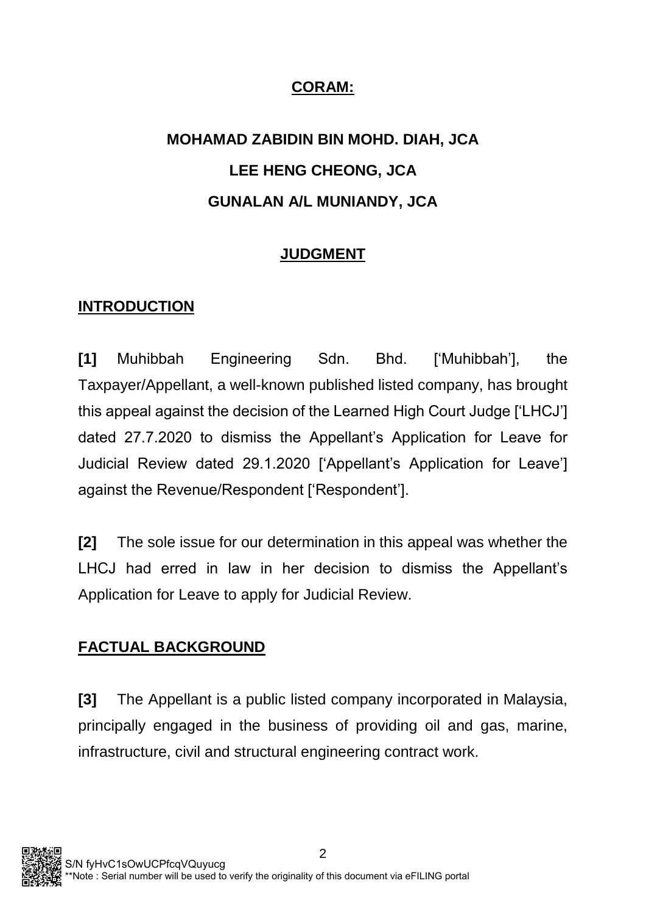**CORAM:**

**MOHAMAD ZABIDIN BIN MOHD. DIAH, JCA**

**LEE HENG CHEONG, JCA**

**GUNALAN A/L MUNIANDY, JCA**

**JUDGMENT**

**INTRODUCTION**

**[1]** Muhibbah Engineering Sdn. Bhd. ['Muhibbah'], the Taxpayer/Appellant, a well-known published listed company, has brought this appeal against the decision of the Learned High Court Judge ['LHCJ'] dated 27.7.2020 to dismiss the Appellant's Application for Leave for Judicial Review dated 29.1.2020 ['Appellant's Application for Leave'] against the Revenue/Respondent ['Respondent'].

**[2]** The sole issue for our determination in this appeal was whether the LHCJ had erred in law in her decision to dismiss the Appellant's Application for Leave to apply for Judicial Review.

**FACTUAL BACKGROUND**

**[3]** The Appellant is a public listed company incorporated in Malaysia, principally engaged in the business of providing oil and gas, marine, infrastructure, civil and structural engineering contract work.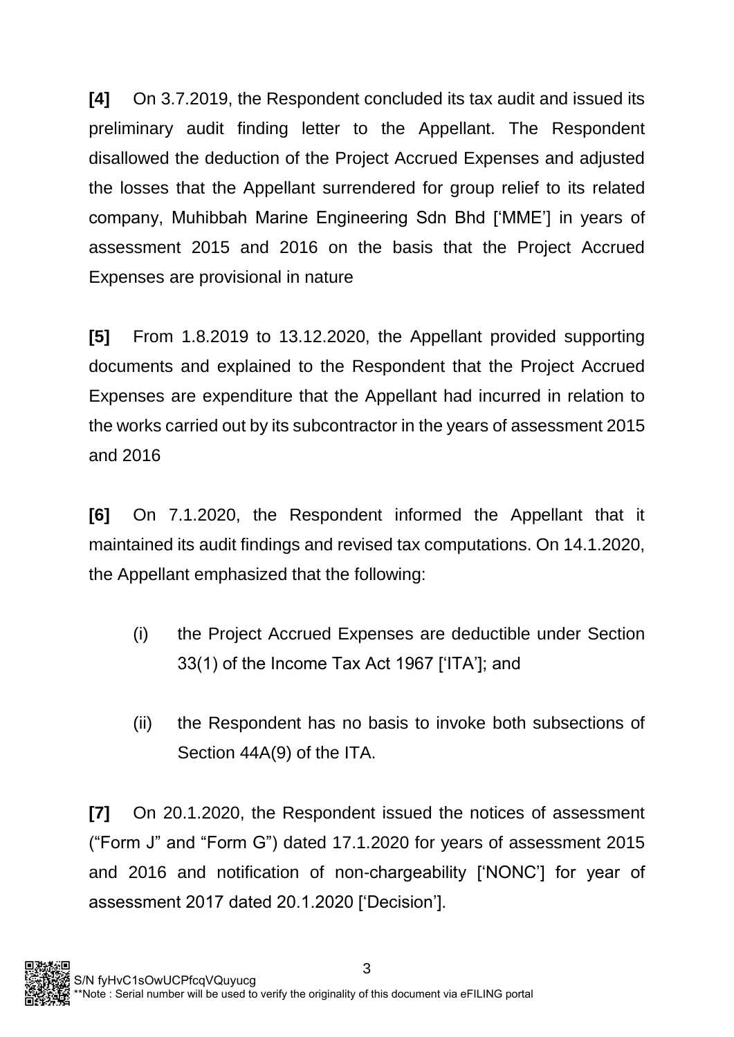**[4]** On 3.7.2019, the Respondent concluded its tax audit and issued its preliminary audit finding letter to the Appellant. The Respondent disallowed the deduction of the Project Accrued Expenses and adjusted the losses that the Appellant surrendered for group relief to its related company, Muhibbah Marine Engineering Sdn Bhd ['MME'] in years of assessment 2015 and 2016 on the basis that the Project Accrued Expenses are provisional in nature

**[5]** From 1.8.2019 to 13.12.2020, the Appellant provided supporting documents and explained to the Respondent that the Project Accrued Expenses are expenditure that the Appellant had incurred in relation to the works carried out by its subcontractor in the years of assessment 2015 and 2016

**[6]** On 7.1.2020, the Respondent informed the Appellant that it maintained its audit findings and revised tax computations. On 14.1.2020, the Appellant emphasized that the following:

(i) the Project Accrued Expenses are deductible under Section 33(1) of the Income Tax Act 1967 ['ITA']; and

(ii) the Respondent has no basis to invoke both subsections of Section 44A(9) of the ITA.

**[7]** On 20.1.2020, the Respondent issued the notices of assessment ("Form J" and "Form G") dated 17.1.2020 for years of assessment 2015 and 2016 and notification of non-chargeability ['NONC'] for year of assessment 2017 dated 20.1.2020 ['Decision'].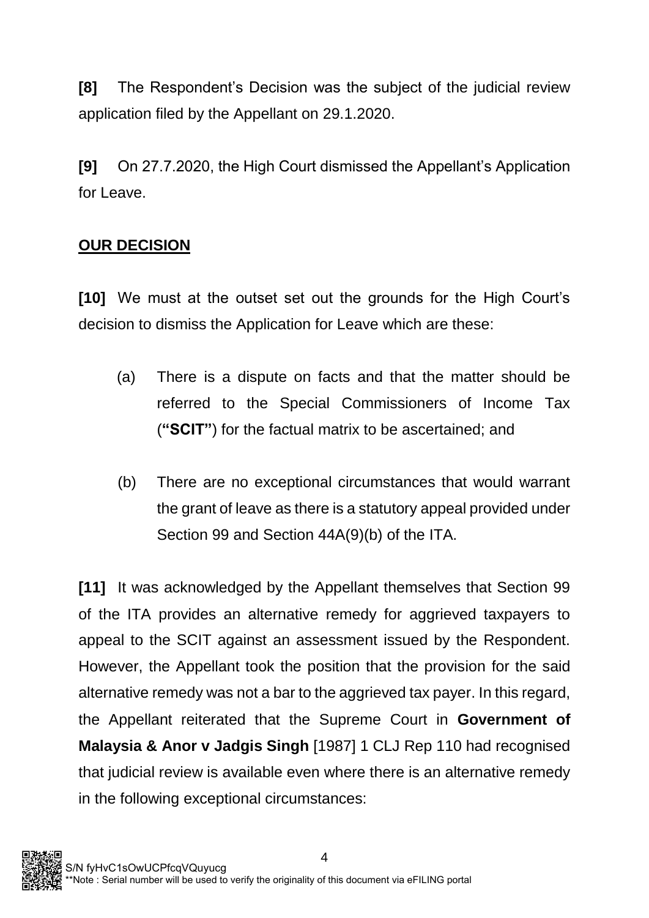**[8]** The Respondent's Decision was the subject of the judicial review application filed by the Appellant on 29.1.2020.

**[9]** On 27.7.2020, the High Court dismissed the Appellant's Application for Leave.

## <u>OUR DECISION</u>

**[10]** We must at the outset set out the grounds for the High Court's decision to dismiss the Application for Leave which are these:

(a) There is a dispute on facts and that the matter should be referred to the Special Commissioners of Income Tax (**"SCIT"**) for the factual matrix to be ascertained; and

(b) There are no exceptional circumstances that would warrant the grant of leave as there is a statutory appeal provided under Section 99 and Section 44A(9)(b) of the ITA.

**[11]** It was acknowledged by the Appellant themselves that Section 99 of the ITA provides an alternative remedy for aggrieved taxpayers to appeal to the SCIT against an assessment issued by the Respondent. However, the Appellant took the position that the provision for the said alternative remedy was not a bar to the aggrieved tax payer. In this regard, the Appellant reiterated that the Supreme Court in **Government of Malaysia & Anor v Jadgis Singh** [1987] 1 CLJ Rep 110 had recognised that judicial review is available even where there is an alternative remedy in the following exceptional circumstances: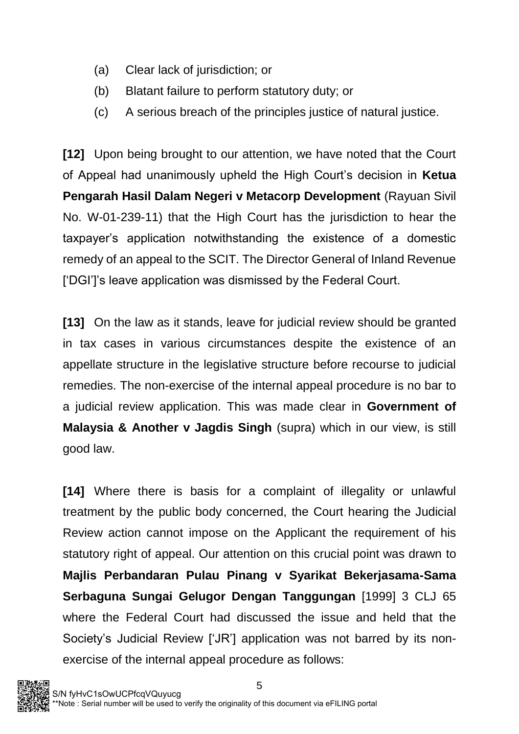(a) Clear lack of jurisdiction; or

(b) Blatant failure to perform statutory duty; or

(c) A serious breach of the principles justice of natural justice.

**[12]** Upon being brought to our attention, we have noted that the Court of Appeal had unanimously upheld the High Court's decision in **Ketua Pengarah Hasil Dalam Negeri v Metacorp Development** (Rayuan Sivil No. W-01-239-11) that the High Court has the jurisdiction to hear the taxpayer's application notwithstanding the existence of a domestic remedy of an appeal to the SCIT. The Director General of Inland Revenue ['DGI']'s leave application was dismissed by the Federal Court.

**[13]** On the law as it stands, leave for judicial review should be granted in tax cases in various circumstances despite the existence of an appellate structure in the legislative structure before recourse to judicial remedies. The non-exercise of the internal appeal procedure is no bar to a judicial review application. This was made clear in **Government of Malaysia & Another v Jagdis Singh** (supra) which in our view, is still good law.

**[14]** Where there is basis for a complaint of illegality or unlawful treatment by the public body concerned, the Court hearing the Judicial Review action cannot impose on the Applicant the requirement of his statutory right of appeal. Our attention on this crucial point was drawn to **Majlis Perbandaran Pulau Pinang v Syarikat Bekerjasama-Sama Serbaguna Sungai Gelugor Dengan Tanggungan** [1999] 3 CLJ 65 where the Federal Court had discussed the issue and held that the Society's Judicial Review ['JR'] application was not barred by its non-exercise of the internal appeal procedure as follows: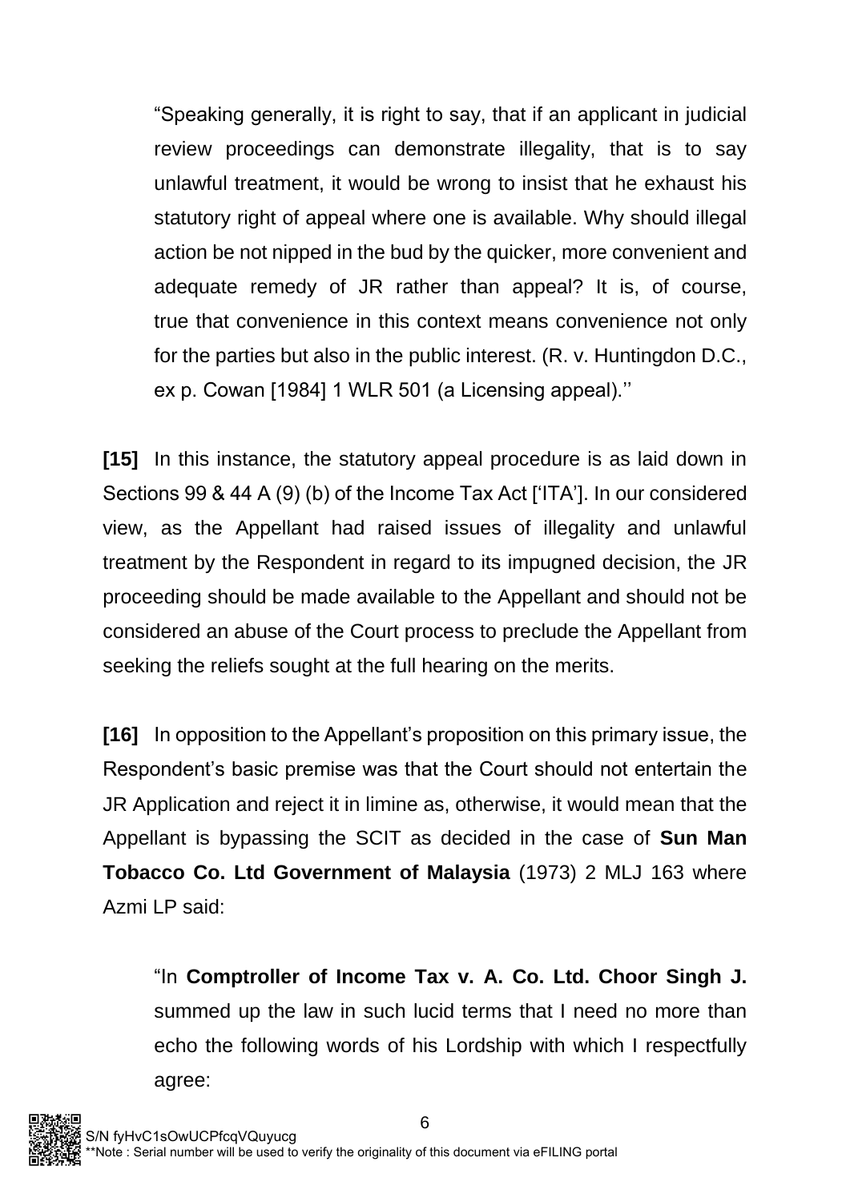> "Speaking generally, it is right to say, that if an applicant in judicial review proceedings can demonstrate illegality, that is to say unlawful treatment, it would be wrong to insist that he exhaust his statutory right of appeal where one is available. Why should illegal action be not nipped in the bud by the quicker, more convenient and adequate remedy of JR rather than appeal? It is, of course, true that convenience in this context means convenience not only for the parties but also in the public interest. (R. v. Huntingdon D.C., ex p. Cowan [1984] 1 WLR 501 (a Licensing appeal).''

**[15]** In this instance, the statutory appeal procedure is as laid down in Sections 99 & 44 A (9) (b) of the Income Tax Act ['ITA']. In our considered view, as the Appellant had raised issues of illegality and unlawful treatment by the Respondent in regard to its impugned decision, the JR proceeding should be made available to the Appellant and should not be considered an abuse of the Court process to preclude the Appellant from seeking the reliefs sought at the full hearing on the merits.

**[16]** In opposition to the Appellant's proposition on this primary issue, the Respondent's basic premise was that the Court should not entertain the JR Application and reject it in limine as, otherwise, it would mean that the Appellant is bypassing the SCIT as decided in the case of **Sun Man Tobacco Co. Ltd Government of Malaysia** (1973) 2 MLJ 163 where Azmi LP said:

> "In **Comptroller of Income Tax v. A. Co. Ltd. Choor Singh J.** summed up the law in such lucid terms that I need no more than echo the following words of his Lordship with which I respectfully agree: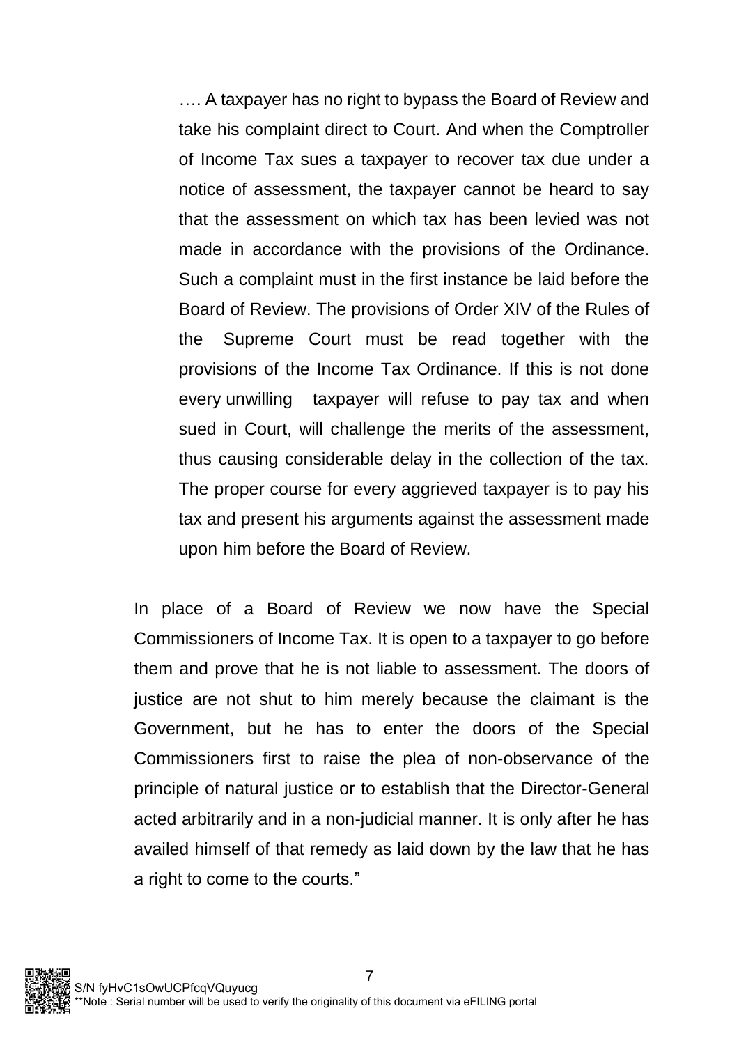> …. A taxpayer has no right to bypass the Board of Review and take his complaint direct to Court. And when the Comptroller of Income Tax sues a taxpayer to recover tax due under a notice of assessment, the taxpayer cannot be heard to say that the assessment on which tax has been levied was not made in accordance with the provisions of the Ordinance. Such a complaint must in the first instance be laid before the Board of Review. The provisions of Order XIV of the Rules of the Supreme Court must be read together with the provisions of the Income Tax Ordinance. If this is not done every unwilling taxpayer will refuse to pay tax and when sued in Court, will challenge the merits of the assessment, thus causing considerable delay in the collection of the tax. The proper course for every aggrieved taxpayer is to pay his tax and present his arguments against the assessment made upon him before the Board of Review.

In place of a Board of Review we now have the Special Commissioners of Income Tax. It is open to a taxpayer to go before them and prove that he is not liable to assessment. The doors of justice are not shut to him merely because the claimant is the Government, but he has to enter the doors of the Special Commissioners first to raise the plea of non-observance of the principle of natural justice or to establish that the Director-General acted arbitrarily and in a non-judicial manner. It is only after he has availed himself of that remedy as laid down by the law that he has a right to come to the courts."

S/N fyHvC1sOwUCPfcqVQuyucg
**Note : Serial number will be used to verify the originality of this document via eFILING portal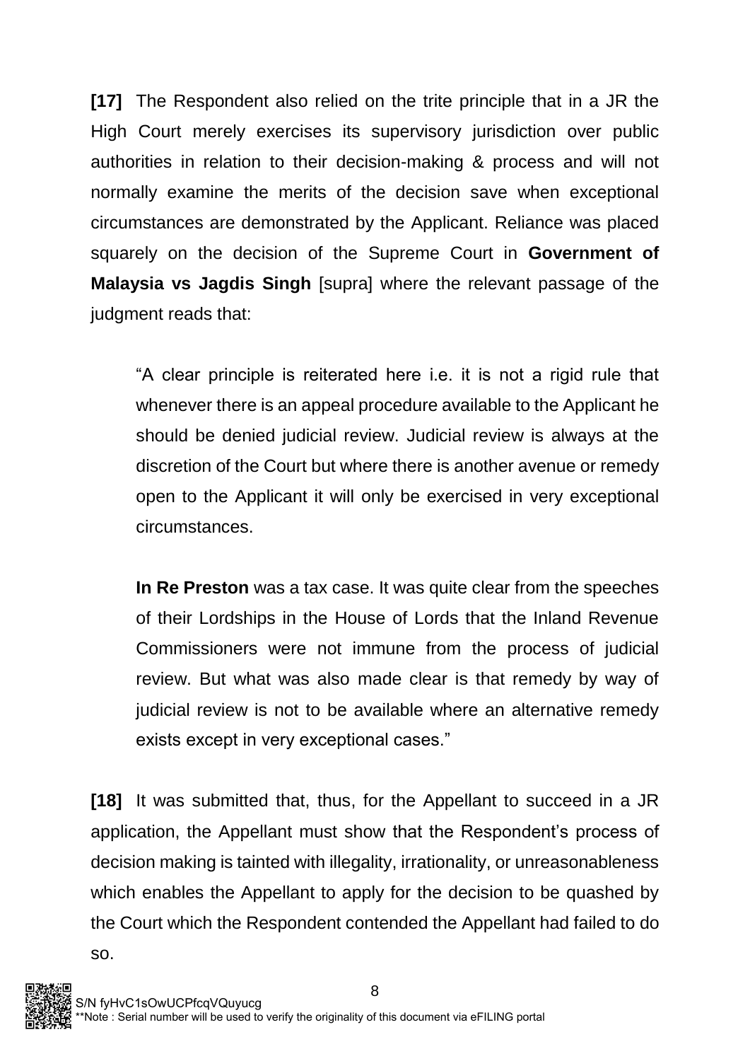**[17]** The Respondent also relied on the trite principle that in a JR the High Court merely exercises its supervisory jurisdiction over public authorities in relation to their decision-making & process and will not normally examine the merits of the decision save when exceptional circumstances are demonstrated by the Applicant. Reliance was placed squarely on the decision of the Supreme Court in **Government of Malaysia vs Jagdis Singh** [supra] where the relevant passage of the judgment reads that:

> "A clear principle is reiterated here i.e. it is not a rigid rule that whenever there is an appeal procedure available to the Applicant he should be denied judicial review. Judicial review is always at the discretion of the Court but where there is another avenue or remedy open to the Applicant it will only be exercised in very exceptional circumstances.
>
> **In Re Preston** was a tax case. It was quite clear from the speeches of their Lordships in the House of Lords that the Inland Revenue Commissioners were not immune from the process of judicial review. But what was also made clear is that remedy by way of judicial review is not to be available where an alternative remedy exists except in very exceptional cases."

**[18]** It was submitted that, thus, for the Appellant to succeed in a JR application, the Appellant must show that the Respondent's process of decision making is tainted with illegality, irrationality, or unreasonableness which enables the Appellant to apply for the decision to be quashed by the Court which the Respondent contended the Appellant had failed to do so.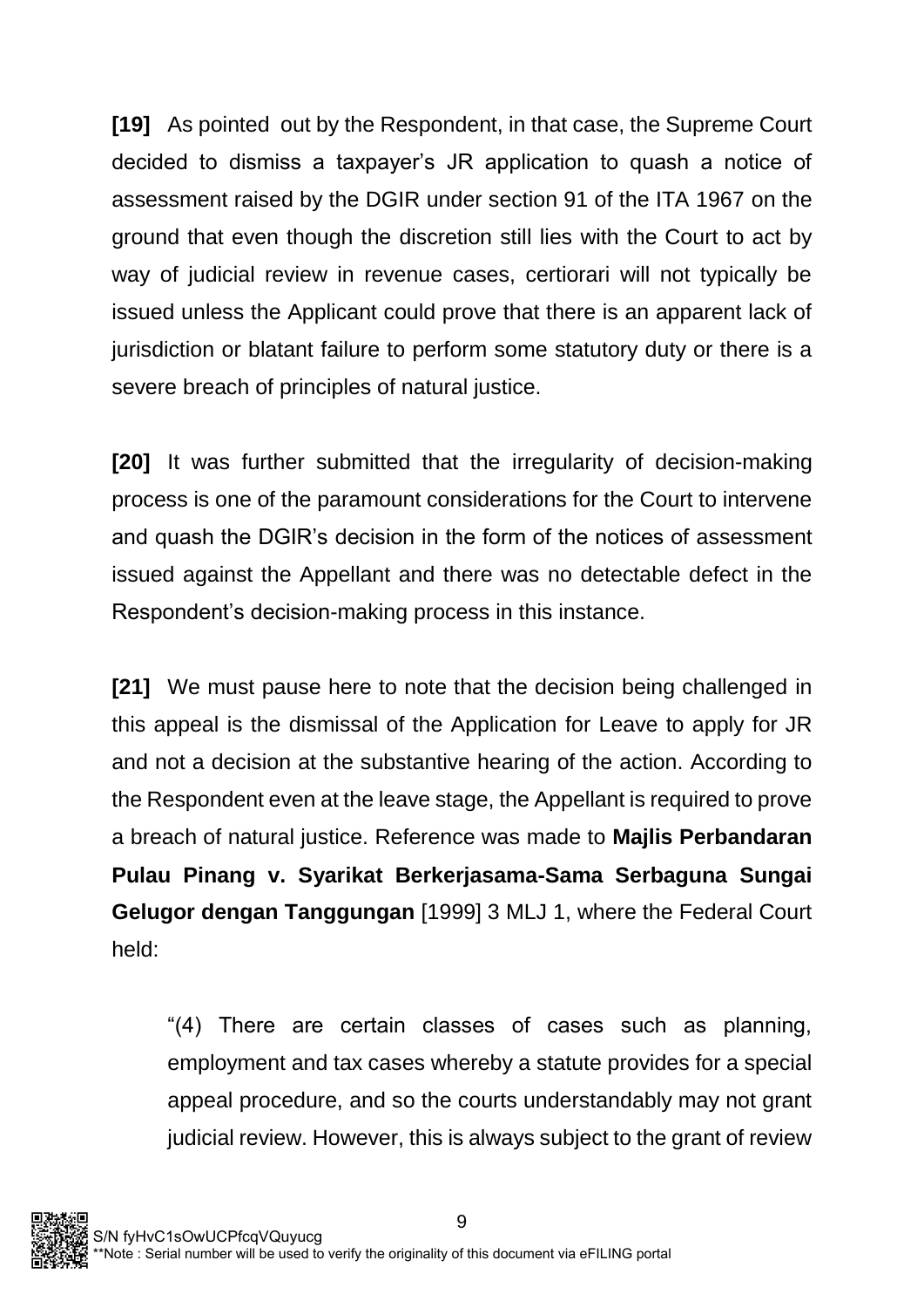**[19]** As pointed out by the Respondent, in that case, the Supreme Court decided to dismiss a taxpayer's JR application to quash a notice of assessment raised by the DGIR under section 91 of the ITA 1967 on the ground that even though the discretion still lies with the Court to act by way of judicial review in revenue cases, certiorari will not typically be issued unless the Applicant could prove that there is an apparent lack of jurisdiction or blatant failure to perform some statutory duty or there is a severe breach of principles of natural justice.

**[20]** It was further submitted that the irregularity of decision-making process is one of the paramount considerations for the Court to intervene and quash the DGIR's decision in the form of the notices of assessment issued against the Appellant and there was no detectable defect in the Respondent's decision-making process in this instance.

**[21]** We must pause here to note that the decision being challenged in this appeal is the dismissal of the Application for Leave to apply for JR and not a decision at the substantive hearing of the action. According to the Respondent even at the leave stage, the Appellant is required to prove a breach of natural justice. Reference was made to **Majlis Perbandaran Pulau Pinang v. Syarikat Berkerjasama-Sama Serbaguna Sungai Gelugor dengan Tanggungan** [1999] 3 MLJ 1, where the Federal Court held:

> "(4) There are certain classes of cases such as planning, employment and tax cases whereby a statute provides for a special appeal procedure, and so the courts understandably may not grant judicial review. However, this is always subject to the grant of review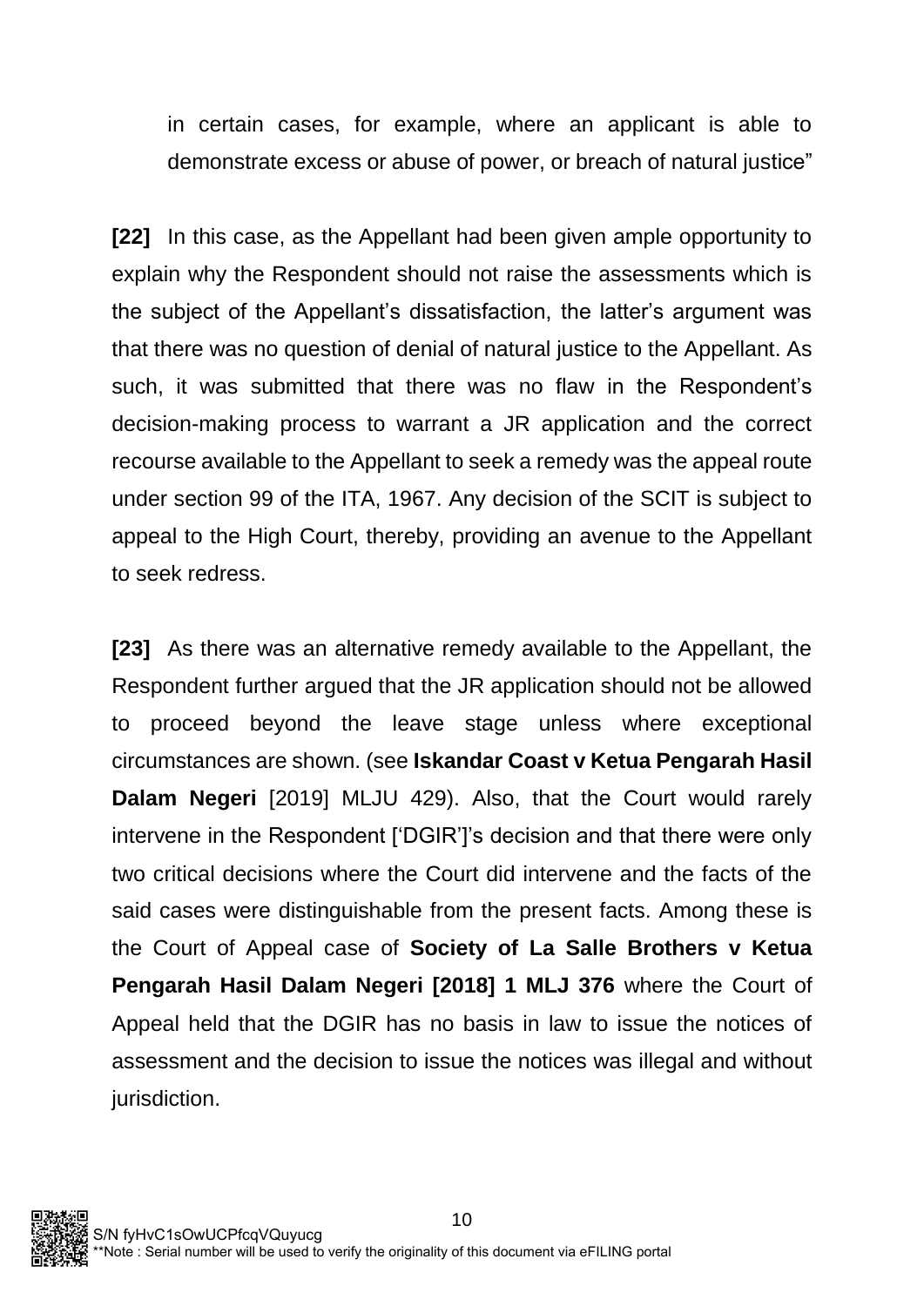in certain cases, for example, where an applicant is able to demonstrate excess or abuse of power, or breach of natural justice"

**[22]** In this case, as the Appellant had been given ample opportunity to explain why the Respondent should not raise the assessments which is the subject of the Appellant's dissatisfaction, the latter's argument was that there was no question of denial of natural justice to the Appellant. As such, it was submitted that there was no flaw in the Respondent's decision-making process to warrant a JR application and the correct recourse available to the Appellant to seek a remedy was the appeal route under section 99 of the ITA, 1967. Any decision of the SCIT is subject to appeal to the High Court, thereby, providing an avenue to the Appellant to seek redress.

**[23]** As there was an alternative remedy available to the Appellant, the Respondent further argued that the JR application should not be allowed to proceed beyond the leave stage unless where exceptional circumstances are shown. (see **Iskandar Coast v Ketua Pengarah Hasil Dalam Negeri** [2019] MLJU 429). Also, that the Court would rarely intervene in the Respondent ['DGIR']'s decision and that there were only two critical decisions where the Court did intervene and the facts of the said cases were distinguishable from the present facts. Among these is the Court of Appeal case of **Society of La Salle Brothers v Ketua Pengarah Hasil Dalam Negeri [2018] 1 MLJ 376** where the Court of Appeal held that the DGIR has no basis in law to issue the notices of assessment and the decision to issue the notices was illegal and without jurisdiction.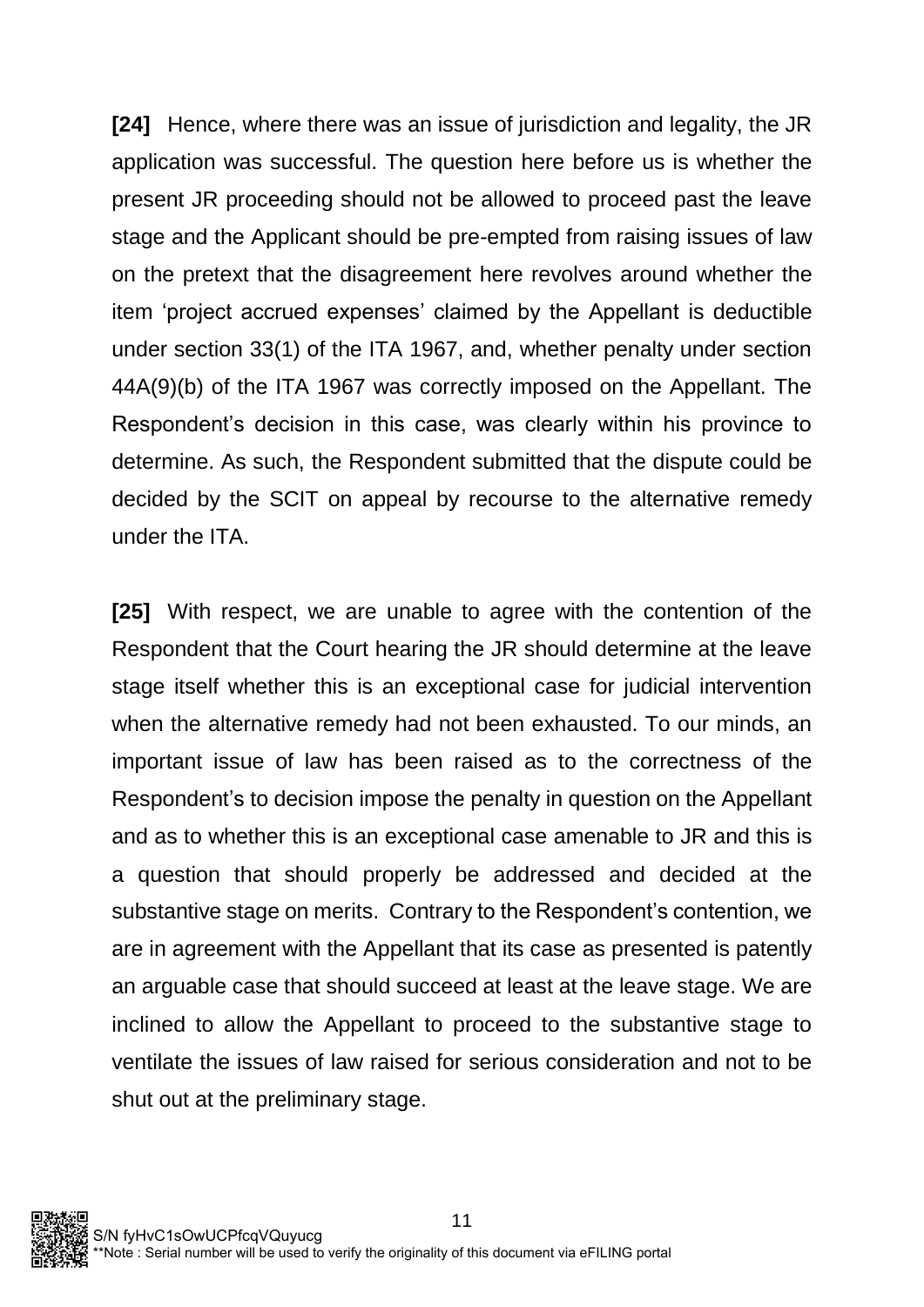**[24]** Hence, where there was an issue of jurisdiction and legality, the JR application was successful. The question here before us is whether the present JR proceeding should not be allowed to proceed past the leave stage and the Applicant should be pre-empted from raising issues of law on the pretext that the disagreement here revolves around whether the item 'project accrued expenses' claimed by the Appellant is deductible under section 33(1) of the ITA 1967, and, whether penalty under section 44A(9)(b) of the ITA 1967 was correctly imposed on the Appellant. The Respondent's decision in this case, was clearly within his province to determine. As such, the Respondent submitted that the dispute could be decided by the SCIT on appeal by recourse to the alternative remedy under the ITA.

**[25]** With respect, we are unable to agree with the contention of the Respondent that the Court hearing the JR should determine at the leave stage itself whether this is an exceptional case for judicial intervention when the alternative remedy had not been exhausted. To our minds, an important issue of law has been raised as to the correctness of the Respondent's to decision impose the penalty in question on the Appellant and as to whether this is an exceptional case amenable to JR and this is a question that should properly be addressed and decided at the substantive stage on merits. Contrary to the Respondent's contention, we are in agreement with the Appellant that its case as presented is patently an arguable case that should succeed at least at the leave stage. We are inclined to allow the Appellant to proceed to the substantive stage to ventilate the issues of law raised for serious consideration and not to be shut out at the preliminary stage.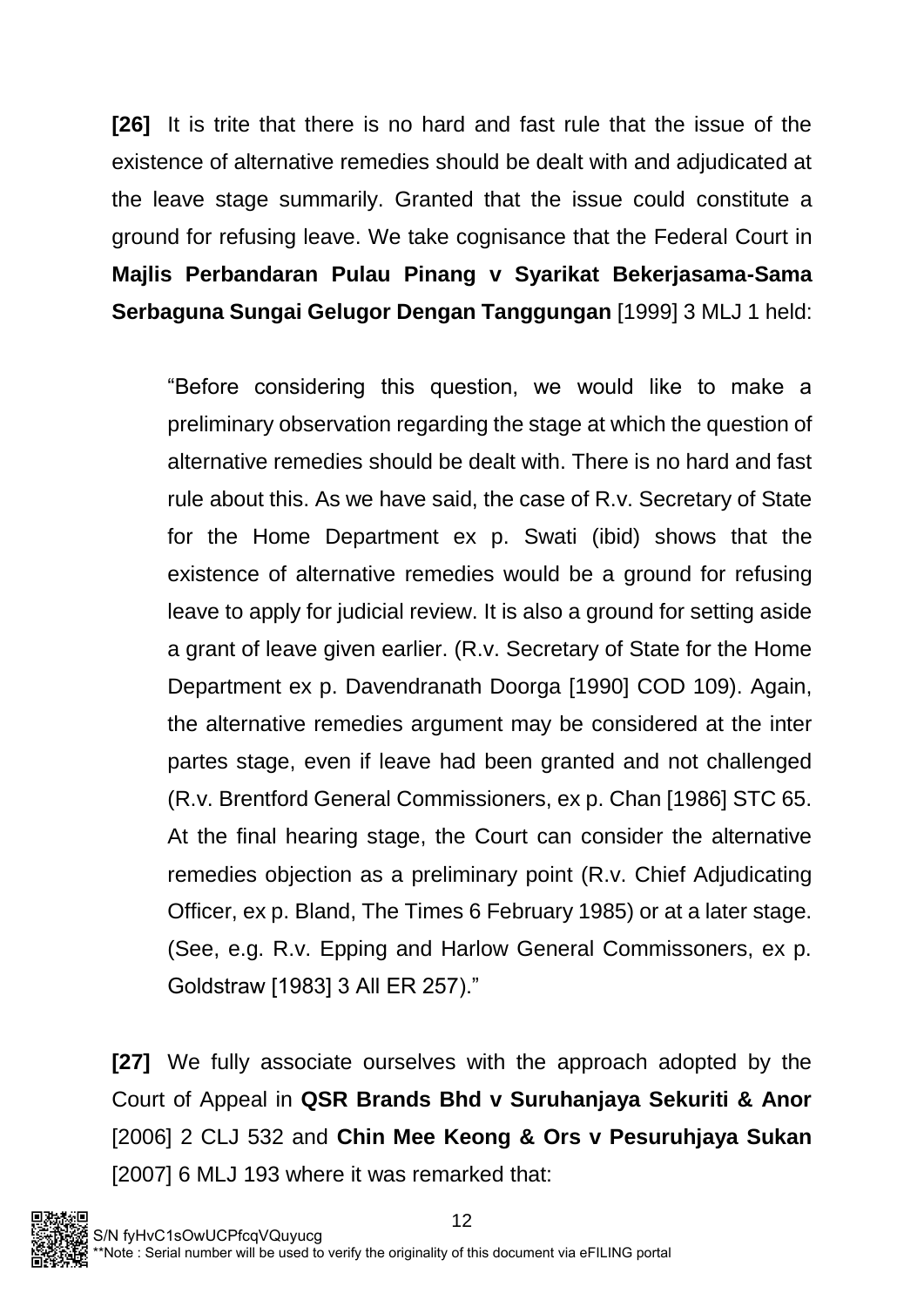**[26]** It is trite that there is no hard and fast rule that the issue of the existence of alternative remedies should be dealt with and adjudicated at the leave stage summarily. Granted that the issue could constitute a ground for refusing leave. We take cognisance that the Federal Court in **Majlis Perbandaran Pulau Pinang v Syarikat Bekerjasama-Sama Serbaguna Sungai Gelugor Dengan Tanggungan** [1999] 3 MLJ 1 held:

> "Before considering this question, we would like to make a preliminary observation regarding the stage at which the question of alternative remedies should be dealt with. There is no hard and fast rule about this. As we have said, the case of R.v. Secretary of State for the Home Department ex p. Swati (ibid) shows that the existence of alternative remedies would be a ground for refusing leave to apply for judicial review. It is also a ground for setting aside a grant of leave given earlier. (R.v. Secretary of State for the Home Department ex p. Davendranath Doorga [1990] COD 109). Again, the alternative remedies argument may be considered at the inter partes stage, even if leave had been granted and not challenged (R.v. Brentford General Commissioners, ex p. Chan [1986] STC 65. At the final hearing stage, the Court can consider the alternative remedies objection as a preliminary point (R.v. Chief Adjudicating Officer, ex p. Bland, The Times 6 February 1985) or at a later stage. (See, e.g. R.v. Epping and Harlow General Commissoners, ex p. Goldstraw [1983] 3 All ER 257)."

**[27]** We fully associate ourselves with the approach adopted by the Court of Appeal in **QSR Brands Bhd v Suruhanjaya Sekuriti & Anor** [2006] 2 CLJ 532 and **Chin Mee Keong & Ors v Pesuruhjaya Sukan** [2007] 6 MLJ 193 where it was remarked that: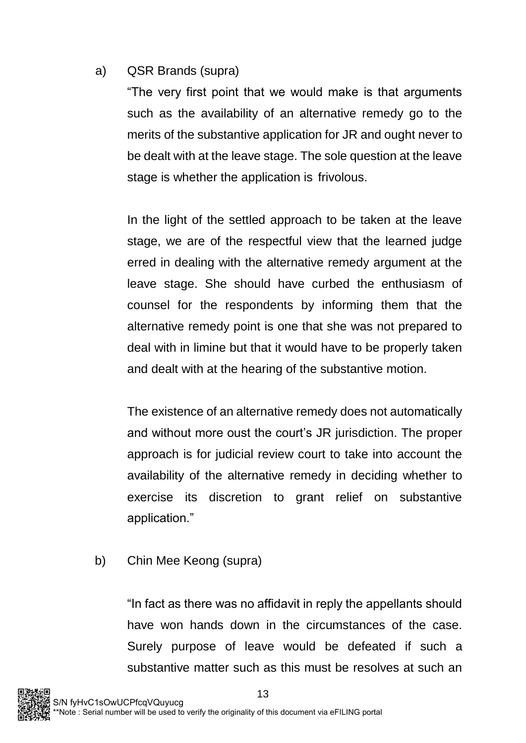a) QSR Brands (supra)

"The very first point that we would make is that arguments such as the availability of an alternative remedy go to the merits of the substantive application for JR and ought never to be dealt with at the leave stage. The sole question at the leave stage is whether the application is frivolous.

In the light of the settled approach to be taken at the leave stage, we are of the respectful view that the learned judge erred in dealing with the alternative remedy argument at the leave stage. She should have curbed the enthusiasm of counsel for the respondents by informing them that the alternative remedy point is one that she was not prepared to deal with in limine but that it would have to be properly taken and dealt with at the hearing of the substantive motion.

The existence of an alternative remedy does not automatically and without more oust the court's JR jurisdiction. The proper approach is for judicial review court to take into account the availability of the alternative remedy in deciding whether to exercise its discretion to grant relief on substantive application."

b) Chin Mee Keong (supra)

"In fact as there was no affidavit in reply the appellants should have won hands down in the circumstances of the case. Surely purpose of leave would be defeated if such a substantive matter such as this must be resolves at such an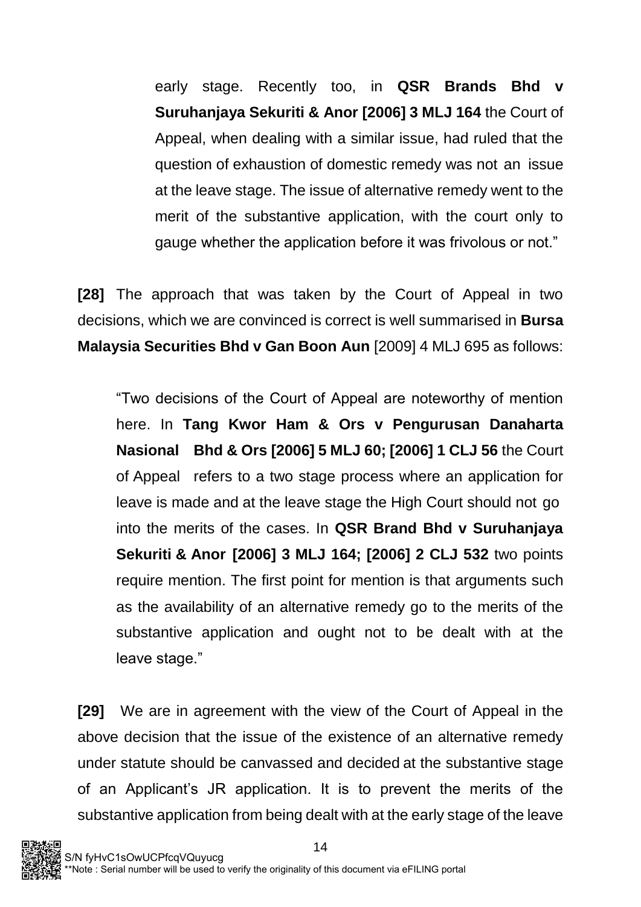> early stage. Recently too, in **QSR Brands Bhd v Suruhanjaya Sekuriti & Anor [2006] 3 MLJ 164** the Court of Appeal, when dealing with a similar issue, had ruled that the question of exhaustion of domestic remedy was not an issue at the leave stage. The issue of alternative remedy went to the merit of the substantive application, with the court only to gauge whether the application before it was frivolous or not."

**[28]** The approach that was taken by the Court of Appeal in two decisions, which we are convinced is correct is well summarised in **Bursa Malaysia Securities Bhd v Gan Boon Aun** [2009] 4 MLJ 695 as follows:

> "Two decisions of the Court of Appeal are noteworthy of mention here. In **Tang Kwor Ham & Ors v Pengurusan Danaharta Nasional Bhd & Ors [2006] 5 MLJ 60; [2006] 1 CLJ 56** the Court of Appeal refers to a two stage process where an application for leave is made and at the leave stage the High Court should not go into the merits of the cases. In **QSR Brand Bhd v Suruhanjaya Sekuriti & Anor [2006] 3 MLJ 164; [2006] 2 CLJ 532** two points require mention. The first point for mention is that arguments such as the availability of an alternative remedy go to the merits of the substantive application and ought not to be dealt with at the leave stage."

**[29]** We are in agreement with the view of the Court of Appeal in the above decision that the issue of the existence of an alternative remedy under statute should be canvassed and decided at the substantive stage of an Applicant's JR application. It is to prevent the merits of the substantive application from being dealt with at the early stage of the leave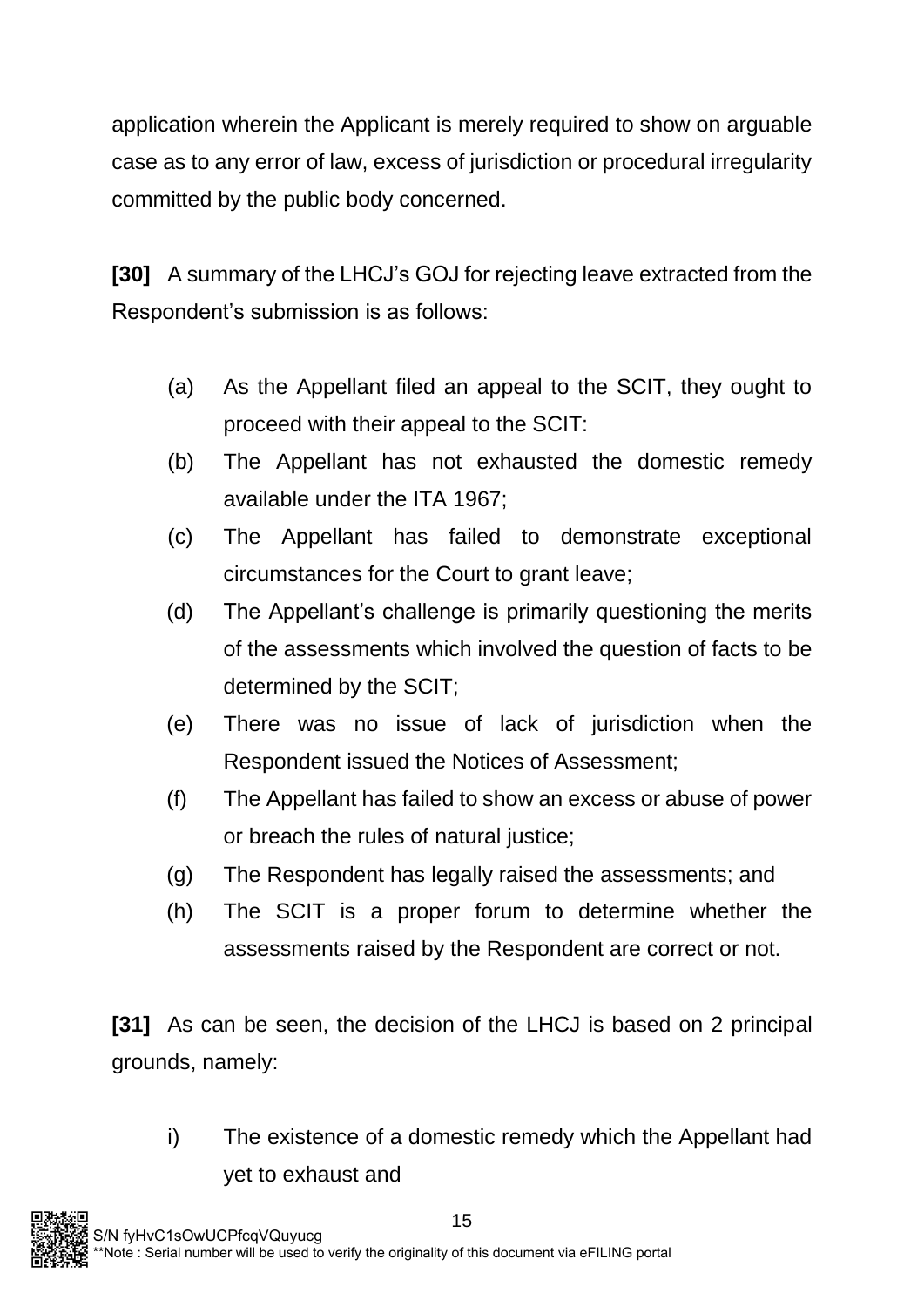application wherein the Applicant is merely required to show on arguable case as to any error of law, excess of jurisdiction or procedural irregularity committed by the public body concerned.

**[30]** A summary of the LHCJ's GOJ for rejecting leave extracted from the Respondent's submission is as follows:

(a) As the Appellant filed an appeal to the SCIT, they ought to proceed with their appeal to the SCIT:

(b) The Appellant has not exhausted the domestic remedy available under the ITA 1967;

(c) The Appellant has failed to demonstrate exceptional circumstances for the Court to grant leave;

(d) The Appellant's challenge is primarily questioning the merits of the assessments which involved the question of facts to be determined by the SCIT;

(e) There was no issue of lack of jurisdiction when the Respondent issued the Notices of Assessment;

(f) The Appellant has failed to show an excess or abuse of power or breach the rules of natural justice;

(g) The Respondent has legally raised the assessments; and

(h) The SCIT is a proper forum to determine whether the assessments raised by the Respondent are correct or not.

**[31]** As can be seen, the decision of the LHCJ is based on 2 principal grounds, namely:

i) The existence of a domestic remedy which the Appellant had yet to exhaust and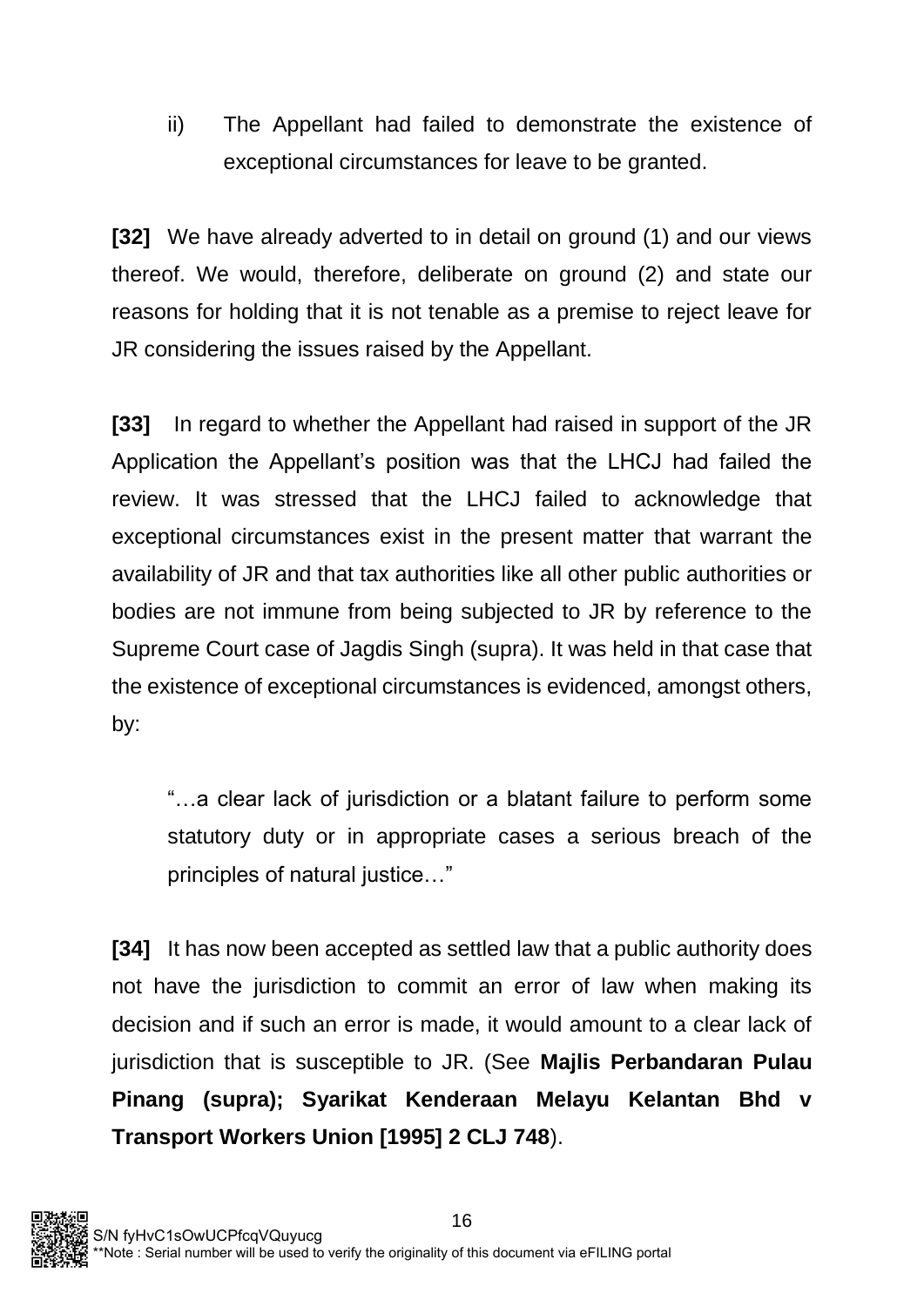ii) The Appellant had failed to demonstrate the existence of exceptional circumstances for leave to be granted.

**[32]** We have already adverted to in detail on ground (1) and our views thereof. We would, therefore, deliberate on ground (2) and state our reasons for holding that it is not tenable as a premise to reject leave for JR considering the issues raised by the Appellant.

**[33]** In regard to whether the Appellant had raised in support of the JR Application the Appellant's position was that the LHCJ had failed the review. It was stressed that the LHCJ failed to acknowledge that exceptional circumstances exist in the present matter that warrant the availability of JR and that tax authorities like all other public authorities or bodies are not immune from being subjected to JR by reference to the Supreme Court case of Jagdis Singh (supra). It was held in that case that the existence of exceptional circumstances is evidenced, amongst others, by:

> "…a clear lack of jurisdiction or a blatant failure to perform some statutory duty or in appropriate cases a serious breach of the principles of natural justice…"

**[34]** It has now been accepted as settled law that a public authority does not have the jurisdiction to commit an error of law when making its decision and if such an error is made, it would amount to a clear lack of jurisdiction that is susceptible to JR. (See **Majlis Perbandaran Pulau Pinang (supra); Syarikat Kenderaan Melayu Kelantan Bhd v Transport Workers Union [1995] 2 CLJ 748**).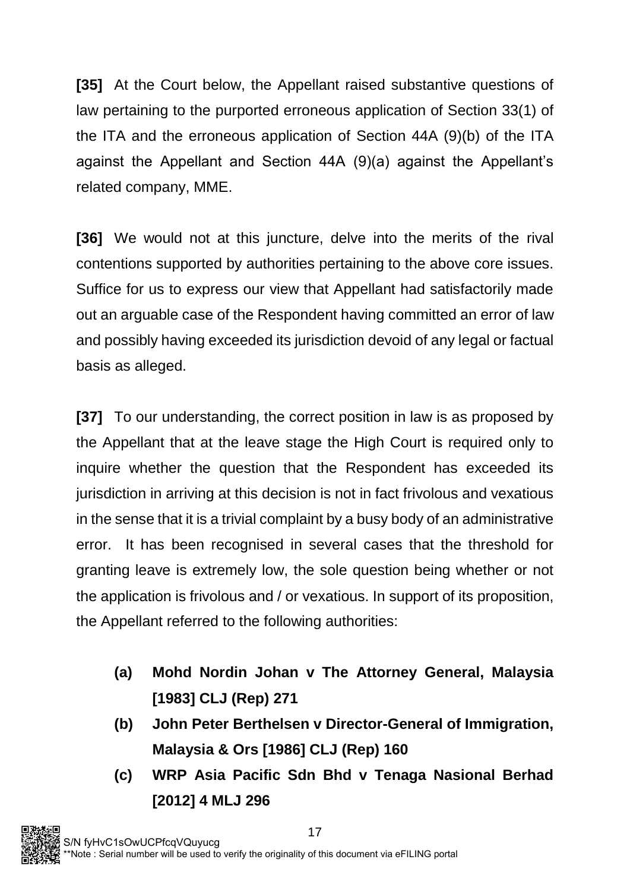**[35]** At the Court below, the Appellant raised substantive questions of law pertaining to the purported erroneous application of Section 33(1) of the ITA and the erroneous application of Section 44A (9)(b) of the ITA against the Appellant and Section 44A (9)(a) against the Appellant's related company, MME.

**[36]** We would not at this juncture, delve into the merits of the rival contentions supported by authorities pertaining to the above core issues. Suffice for us to express our view that Appellant had satisfactorily made out an arguable case of the Respondent having committed an error of law and possibly having exceeded its jurisdiction devoid of any legal or factual basis as alleged.

**[37]** To our understanding, the correct position in law is as proposed by the Appellant that at the leave stage the High Court is required only to inquire whether the question that the Respondent has exceeded its jurisdiction in arriving at this decision is not in fact frivolous and vexatious in the sense that it is a trivial complaint by a busy body of an administrative error. It has been recognised in several cases that the threshold for granting leave is extremely low, the sole question being whether or not the application is frivolous and / or vexatious. In support of its proposition, the Appellant referred to the following authorities:

- **(a) Mohd Nordin Johan v The Attorney General, Malaysia [1983] CLJ (Rep) 271**
- **(b) John Peter Berthelsen v Director-General of Immigration, Malaysia & Ors [1986] CLJ (Rep) 160**
- **(c) WRP Asia Pacific Sdn Bhd v Tenaga Nasional Berhad [2012] 4 MLJ 296**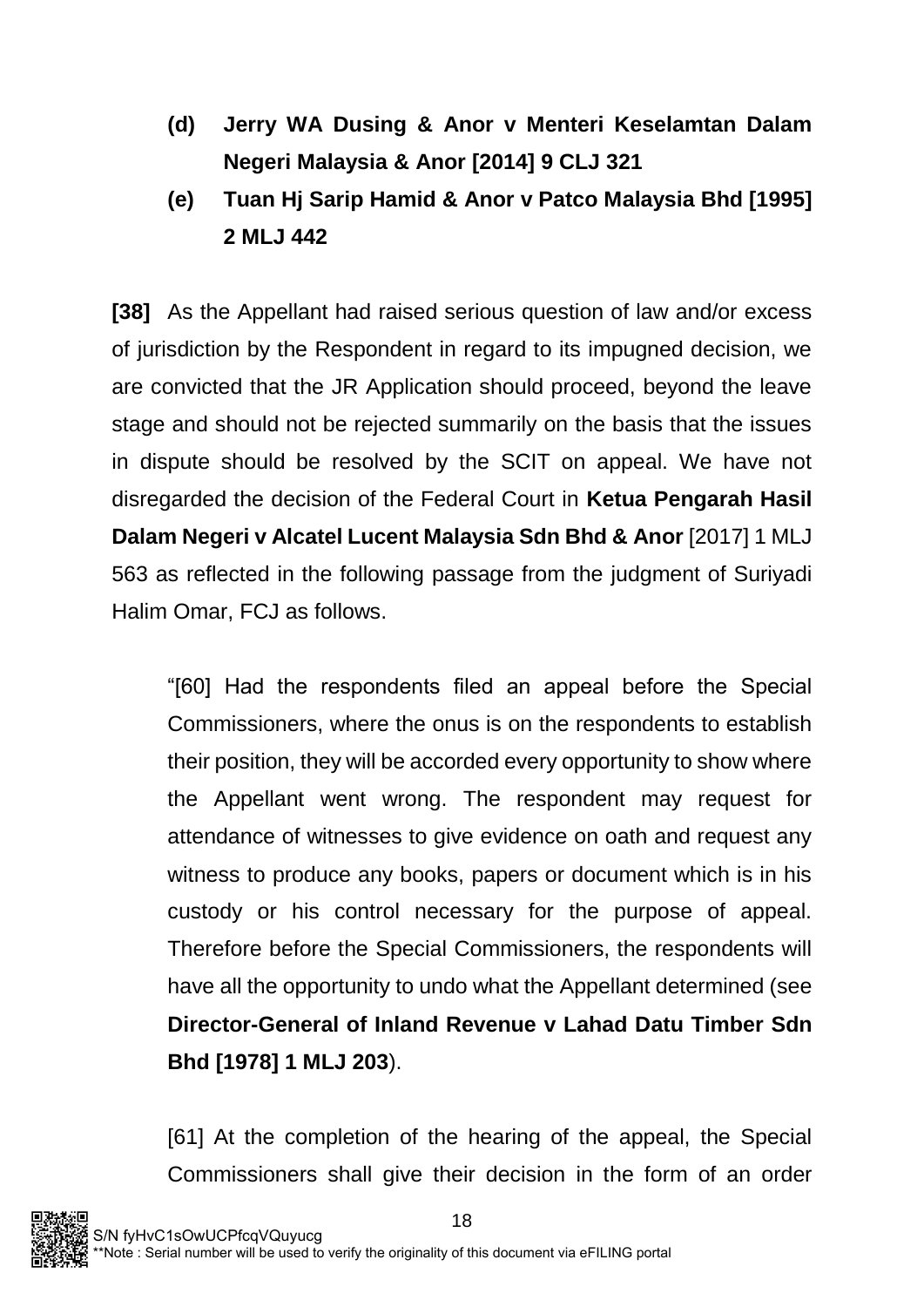**(d) Jerry WA Dusing & Anor v Menteri Keselamtan Dalam Negeri Malaysia & Anor [2014] 9 CLJ 321**

**(e) Tuan Hj Sarip Hamid & Anor v Patco Malaysia Bhd [1995] 2 MLJ 442**

**[38]** As the Appellant had raised serious question of law and/or excess of jurisdiction by the Respondent in regard to its impugned decision, we are convicted that the JR Application should proceed, beyond the leave stage and should not be rejected summarily on the basis that the issues in dispute should be resolved by the SCIT on appeal. We have not disregarded the decision of the Federal Court in **Ketua Pengarah Hasil Dalam Negeri v Alcatel Lucent Malaysia Sdn Bhd & Anor** [2017] 1 MLJ 563 as reflected in the following passage from the judgment of Suriyadi Halim Omar, FCJ as follows.

> "[60] Had the respondents filed an appeal before the Special Commissioners, where the onus is on the respondents to establish their position, they will be accorded every opportunity to show where the Appellant went wrong. The respondent may request for attendance of witnesses to give evidence on oath and request any witness to produce any books, papers or document which is in his custody or his control necessary for the purpose of appeal. Therefore before the Special Commissioners, the respondents will have all the opportunity to undo what the Appellant determined (see **Director-General of Inland Revenue v Lahad Datu Timber Sdn Bhd [1978] 1 MLJ 203**).
>
> [61] At the completion of the hearing of the appeal, the Special Commissioners shall give their decision in the form of an order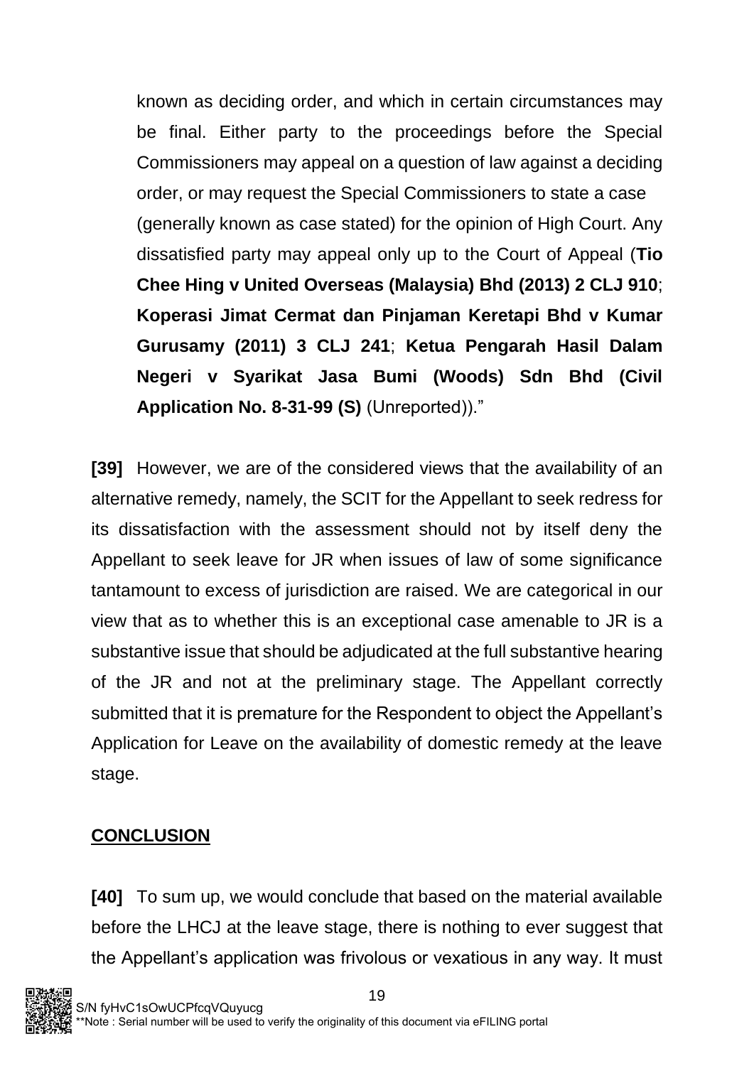known as deciding order, and which in certain circumstances may be final. Either party to the proceedings before the Special Commissioners may appeal on a question of law against a deciding order, or may request the Special Commissioners to state a case (generally known as case stated) for the opinion of High Court. Any dissatisfied party may appeal only up to the Court of Appeal (**Tio Chee Hing v United Overseas (Malaysia) Bhd (2013) 2 CLJ 910**; **Koperasi Jimat Cermat dan Pinjaman Keretapi Bhd v Kumar Gurusamy (2011) 3 CLJ 241**; **Ketua Pengarah Hasil Dalam Negeri v Syarikat Jasa Bumi (Woods) Sdn Bhd (Civil Application No. 8-31-99 (S)** (Unreported))."

**[39]** However, we are of the considered views that the availability of an alternative remedy, namely, the SCIT for the Appellant to seek redress for its dissatisfaction with the assessment should not by itself deny the Appellant to seek leave for JR when issues of law of some significance tantamount to excess of jurisdiction are raised. We are categorical in our view that as to whether this is an exceptional case amenable to JR is a substantive issue that should be adjudicated at the full substantive hearing of the JR and not at the preliminary stage. The Appellant correctly submitted that it is premature for the Respondent to object the Appellant's Application for Leave on the availability of domestic remedy at the leave stage.

## **CONCLUSION**

**[40]** To sum up, we would conclude that based on the material available before the LHCJ at the leave stage, there is nothing to ever suggest that the Appellant's application was frivolous or vexatious in any way. It must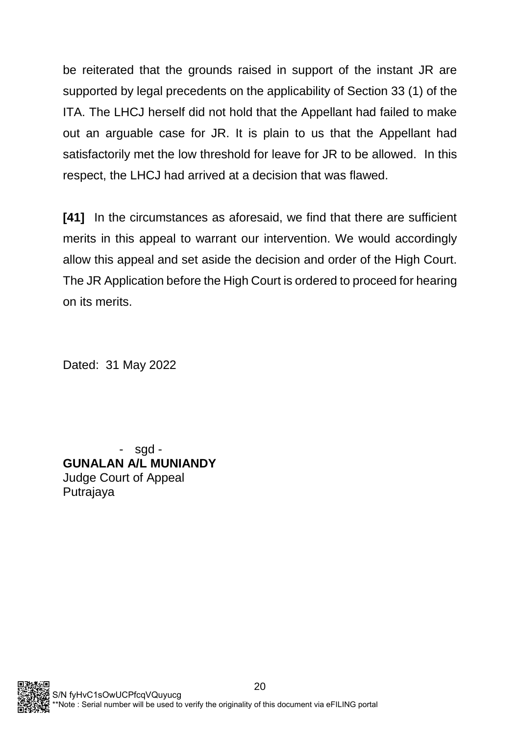be reiterated that the grounds raised in support of the instant JR are supported by legal precedents on the applicability of Section 33 (1) of the ITA. The LHCJ herself did not hold that the Appellant had failed to make out an arguable case for JR. It is plain to us that the Appellant had satisfactorily met the low threshold for leave for JR to be allowed. In this respect, the LHCJ had arrived at a decision that was flawed.

**[41]** In the circumstances as aforesaid, we find that there are sufficient merits in this appeal to warrant our intervention. We would accordingly allow this appeal and set aside the decision and order of the High Court. The JR Application before the High Court is ordered to proceed for hearing on its merits.

Dated: 31 May 2022

- sgd -

**GUNALAN A/L MUNIANDY**
Judge Court of Appeal
Putrajaya

S/N fyHvC1sOwUCPfcqVQuyucg
**Note : Serial number will be used to verify the originality of this document via eFILING portal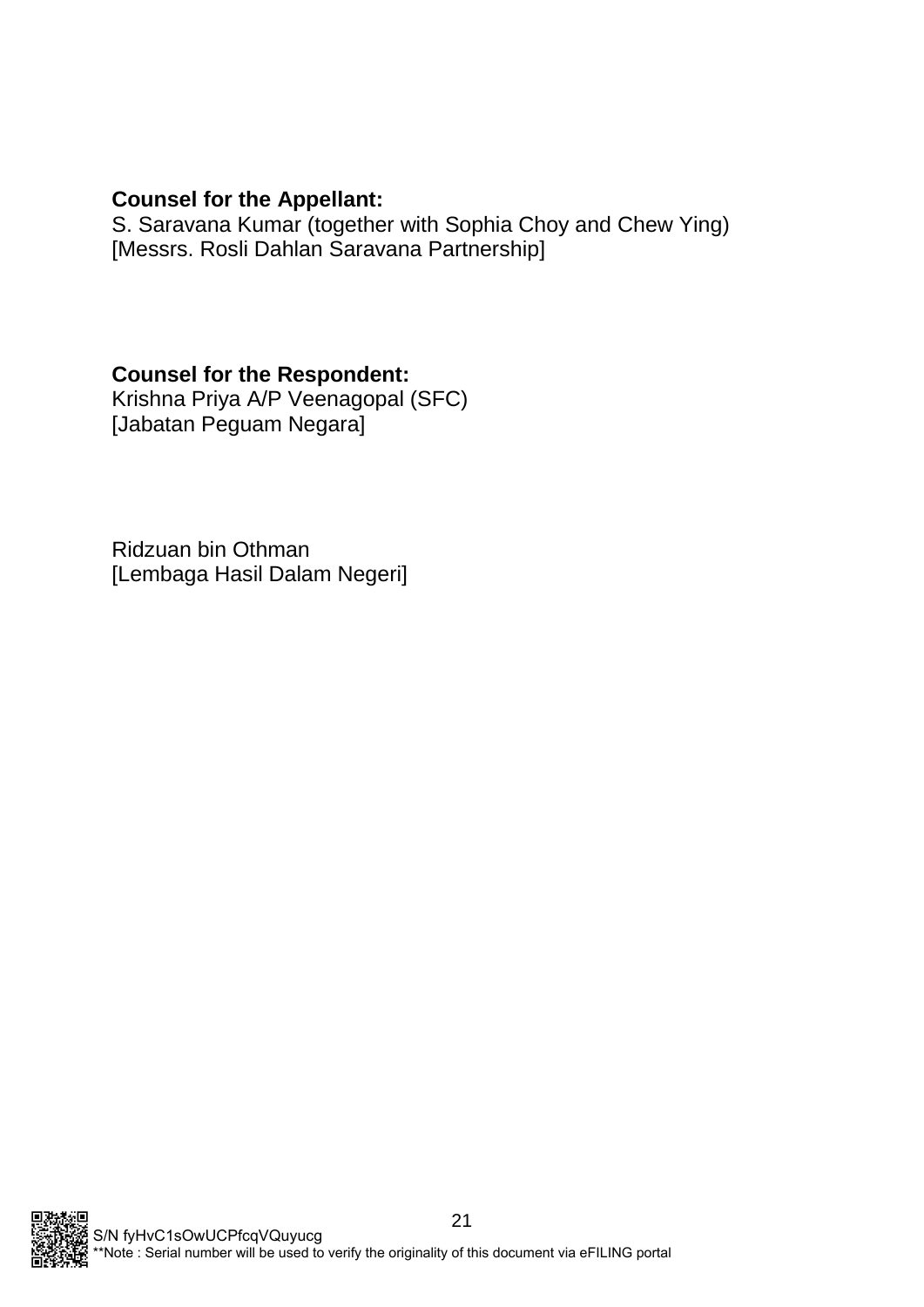**Counsel for the Appellant:**
S. Saravana Kumar (together with Sophia Choy and Chew Ying)
[Messrs. Rosli Dahlan Saravana Partnership]

**Counsel for the Respondent:**
Krishna Priya A/P Veenagopal (SFC)
[Jabatan Peguam Negara]

Ridzuan bin Othman
[Lembaga Hasil Dalam Negeri]

S/N fyHvC1sOwUCPfcqVQuyucg
**Note : Serial number will be used to verify the originality of this document via eFILING portal